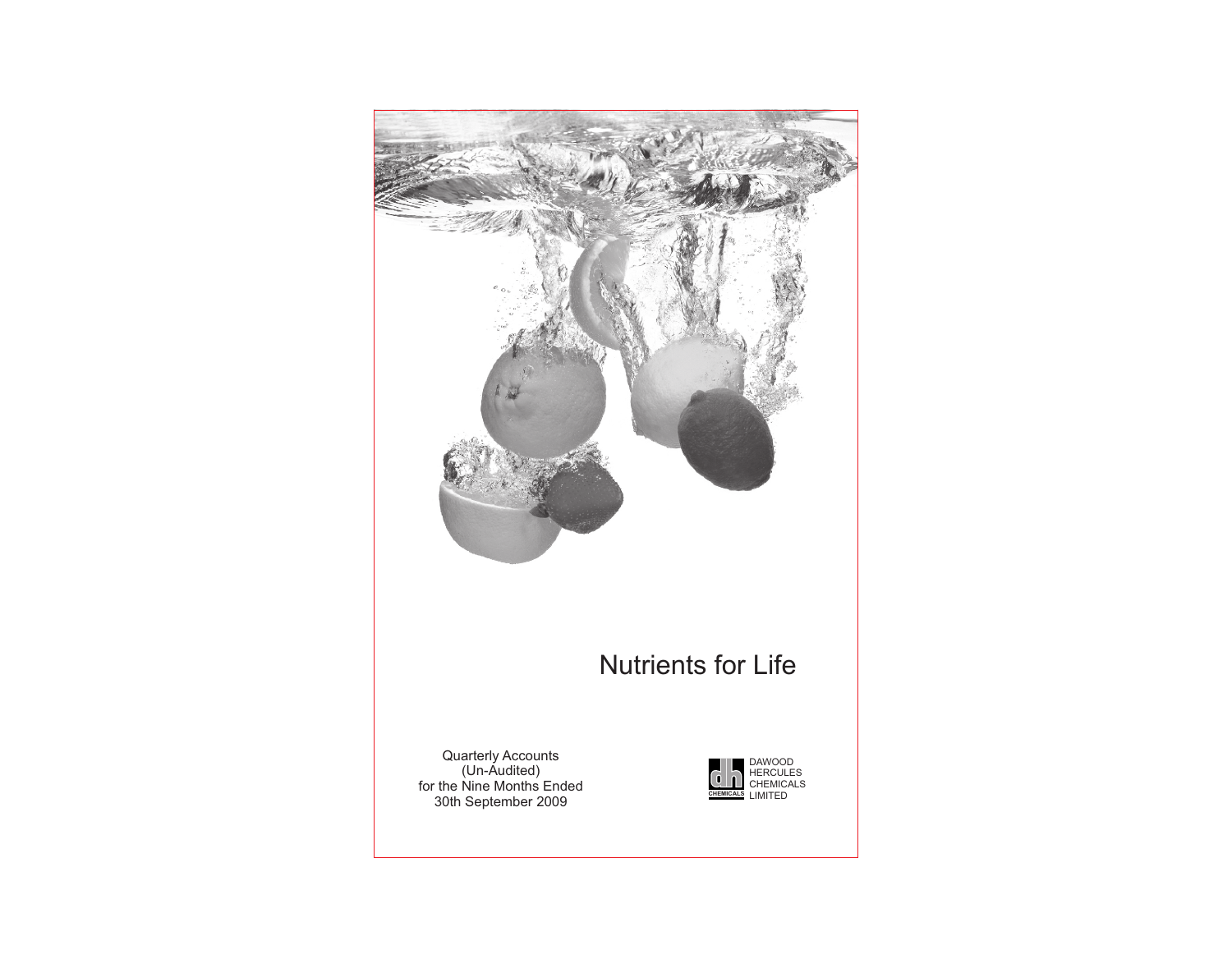# Nutrients for Life

Quarterly Accounts
(Un-Audited)
for the Nine Months Ended
30th September 2009

DAWOOD
HERCULES
CHEMICALS
LIMITED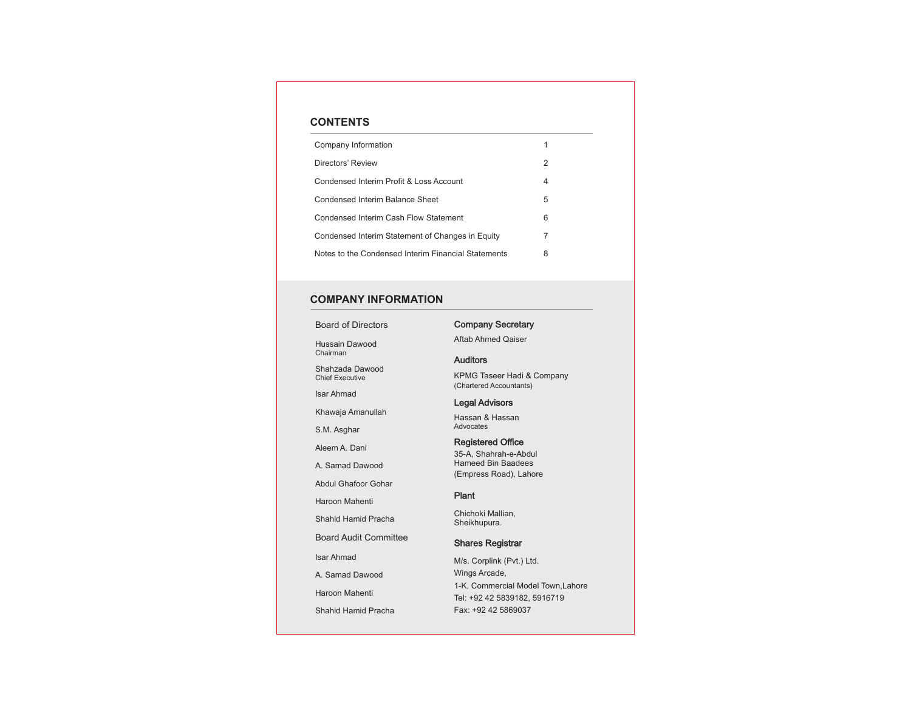## CONTENTS

| | |
|---|---|
| Company Information | 1 |
| Directors' Review | 2 |
| Condensed Interim Profit & Loss Account | 4 |
| Condensed Interim Balance Sheet | 5 |
| Condensed Interim Cash Flow Statement | 6 |
| Condensed Interim Statement of Changes in Equity | 7 |
| Notes to the Condensed Interim Financial Statements | 8 |

## COMPANY INFORMATION

### Board of Directors

Hussain Dawood
Chairman

Shahzada Dawood
Chief Executive

Isar Ahmad

Khawaja Amanullah

S.M. Asghar

Aleem A. Dani

A. Samad Dawood

Abdul Ghafoor Gohar

Haroon Mahenti

Shahid Hamid Pracha

### Board Audit Committee

Isar Ahmad

A. Samad Dawood

Haroon Mahenti

Shahid Hamid Pracha

### Company Secretary

Aftab Ahmed Qaiser

### Auditors

KPMG Taseer Hadi & Company
(Chartered Accountants)

### Legal Advisors

Hassan & Hassan
Advocates

### Registered Office

35-A, Shahrah-e-Abdul
Hameed Bin Baadees
(Empress Road), Lahore

### Plant

Chichoki Mallian,
Sheikhupura.

### Shares Registrar

M/s. Corplink (Pvt.) Ltd.
Wings Arcade,
1-K, Commercial Model Town,Lahore
Tel: +92 42 5839182, 5916719
Fax: +92 42 5869037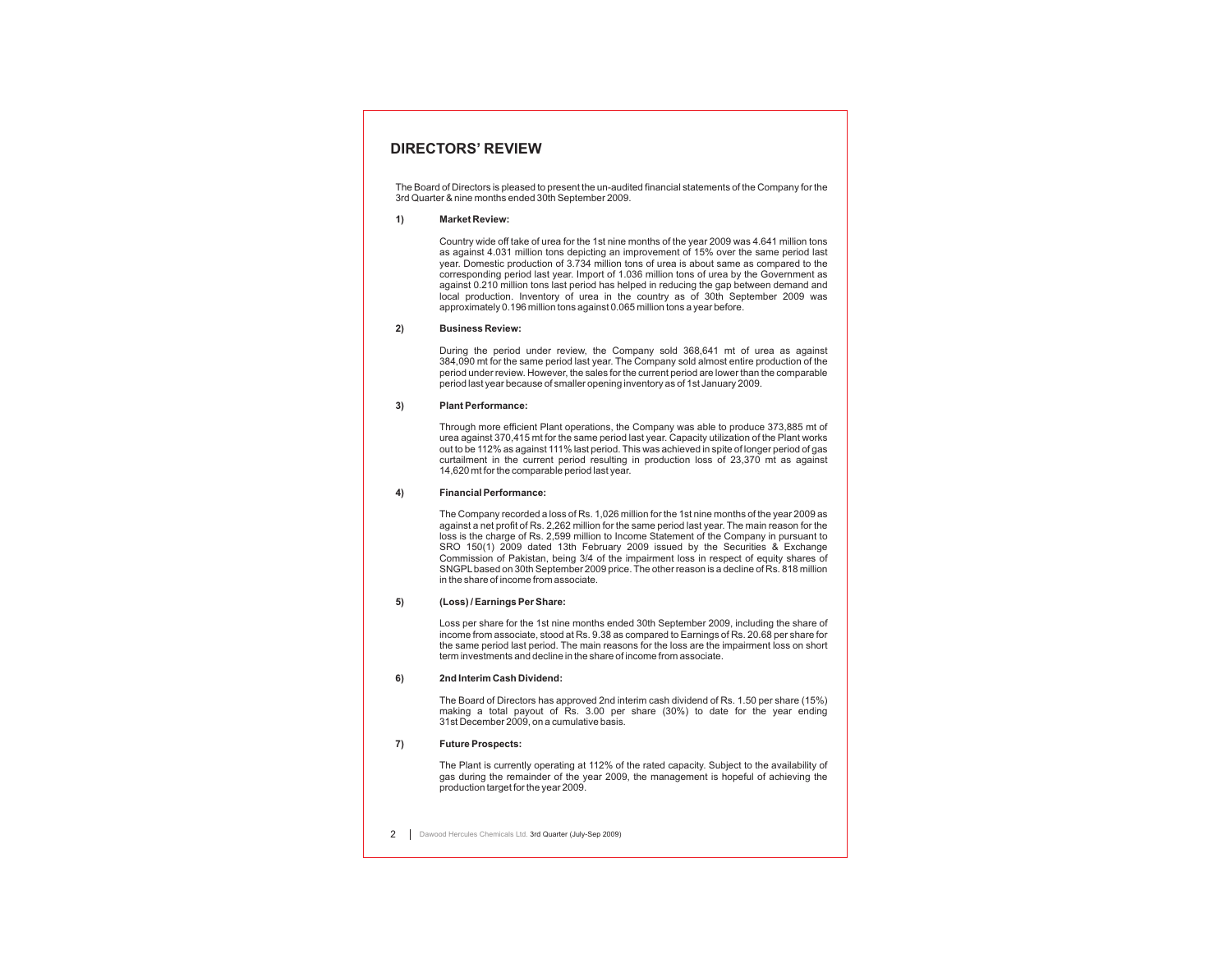# DIRECTORS' REVIEW

The Board of Directors is pleased to present the un-audited financial statements of the Company for the 3rd Quarter & nine months ended 30th September 2009.

**1) Market Review:**

Country wide off take of urea for the 1st nine months of the year 2009 was 4.641 million tons as against 4.031 million tons depicting an improvement of 15% over the same period last year. Domestic production of 3.734 million tons of urea is about same as compared to the corresponding period last year. Import of 1.036 million tons of urea by the Government as against 0.210 million tons last period has helped in reducing the gap between demand and local production. Inventory of urea in the country as of 30th September 2009 was approximately 0.196 million tons against 0.065 million tons a year before.

**2) Business Review:**

During the period under review, the Company sold 368,641 mt of urea as against 384,090 mt for the same period last year. The Company sold almost entire production of the period under review. However, the sales for the current period are lower than the comparable period last year because of smaller opening inventory as of 1st January 2009.

**3) Plant Performance:**

Through more efficient Plant operations, the Company was able to produce 373,885 mt of urea against 370,415 mt for the same period last year. Capacity utilization of the Plant works out to be 112% as against 111% last period. This was achieved in spite of longer period of gas curtailment in the current period resulting in production loss of 23,370 mt as against 14,620 mt for the comparable period last year.

**4) Financial Performance:**

The Company recorded a loss of Rs. 1,026 million for the 1st nine months of the year 2009 as against a net profit of Rs. 2,262 million for the same period last year. The main reason for the loss is the charge of Rs. 2,599 million to Income Statement of the Company in pursuant to SRO 150(1) 2009 dated 13th February 2009 issued by the Securities & Exchange Commission of Pakistan, being 3/4 of the impairment loss in respect of equity shares of SNGPL based on 30th September 2009 price. The other reason is a decline of Rs. 818 million in the share of income from associate.

**5) (Loss) / Earnings Per Share:**

Loss per share for the 1st nine months ended 30th September 2009, including the share of income from associate, stood at Rs. 9.38 as compared to Earnings of Rs. 20.68 per share for the same period last period. The main reasons for the loss are the impairment loss on short term investments and decline in the share of income from associate.

**6) 2nd Interim Cash Dividend:**

The Board of Directors has approved 2nd interim cash dividend of Rs. 1.50 per share (15%) making a total payout of Rs. 3.00 per share (30%) to date for the year ending 31st December 2009, on a cumulative basis.

**7) Future Prospects:**

The Plant is currently operating at 112% of the rated capacity. Subject to the availability of gas during the remainder of the year 2009, the management is hopeful of achieving the production target for the year 2009.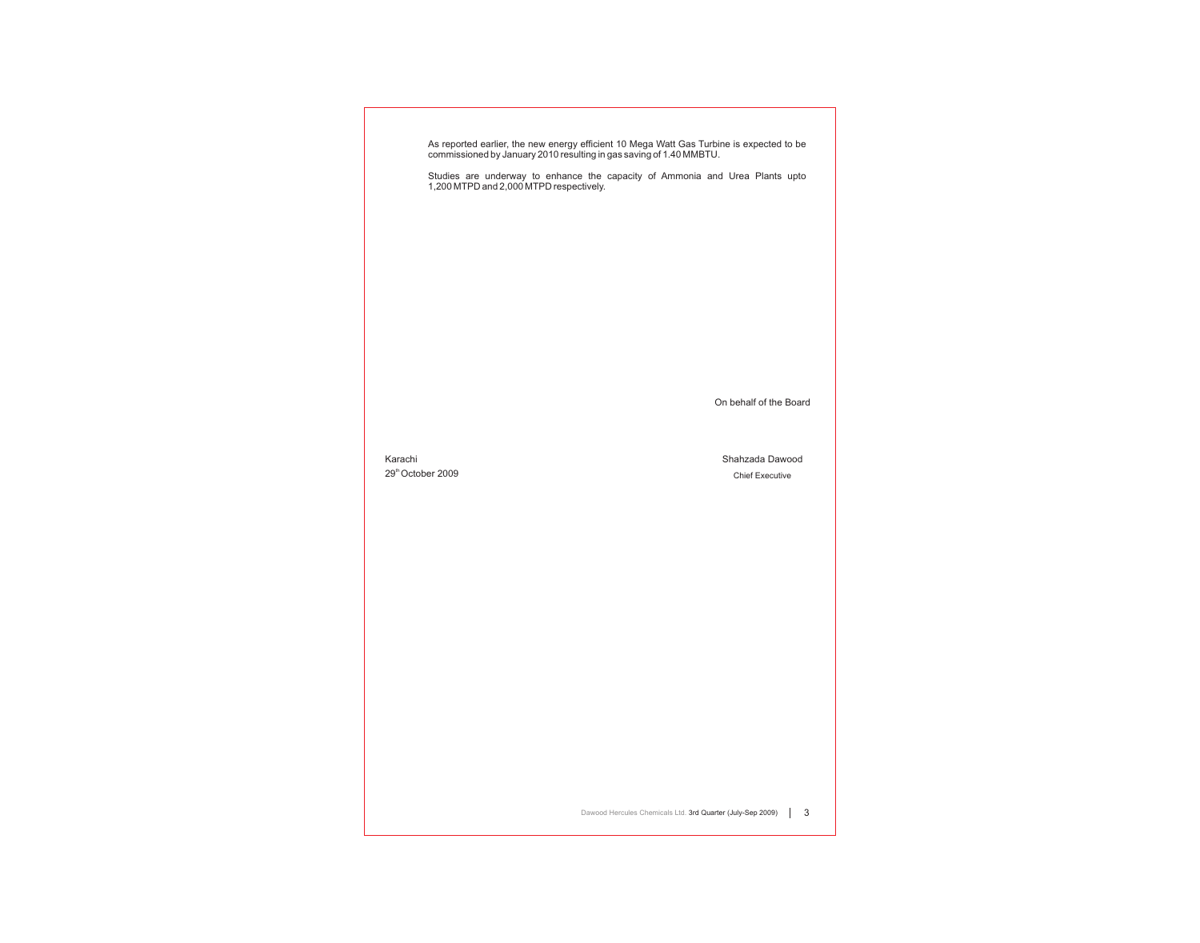As reported earlier, the new energy efficient 10 Mega Watt Gas Turbine is expected to be commissioned by January 2010 resulting in gas saving of 1.40 MMBTU.

Studies are underway to enhance the capacity of Ammonia and Urea Plants upto 1,200 MTPD and 2,000 MTPD respectively.

On behalf of the Board

Karachi
29th October 2009

Shahzada Dawood
Chief Executive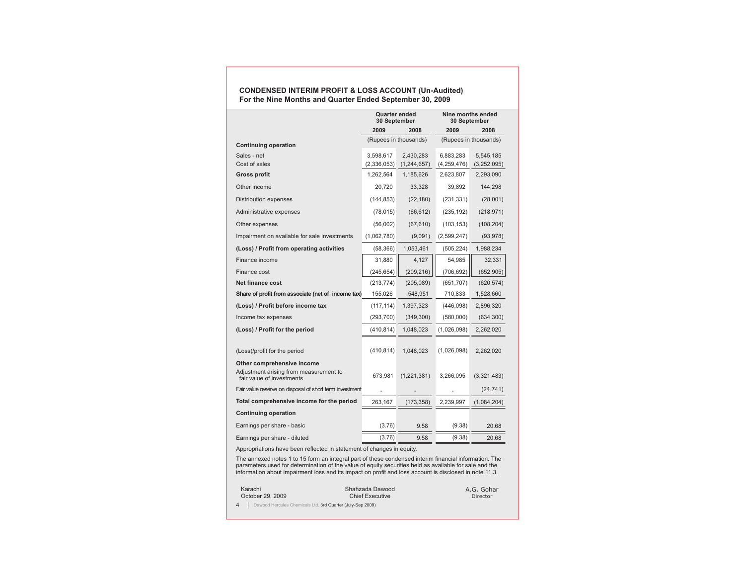## CONDENSED INTERIM PROFIT & LOSS ACCOUNT (Un-Audited)
### For the Nine Months and Quarter Ended September 30, 2009

| | Quarter ended 30 September | | Nine months ended 30 September | |
|---|---|---|---|---|
| | 2009 | 2008 | 2009 | 2008 |
| | (Rupees in thousands) | | (Rupees in thousands) | |
| **Continuing operation** | | | | |
| Sales - net | 3,598,617 | 2,430,283 | 6,883,283 | 5,545,185 |
| Cost of sales | (2,336,053) | (1,244,657) | (4,259,476) | (3,252,095) |
| **Gross profit** | 1,262,564 | 1,185,626 | 2,623,807 | 2,293,090 |
| Other income | 20,720 | 33,328 | 39,892 | 144,298 |
| Distribution expenses | (144,853) | (22,180) | (231,331) | (28,001) |
| Administrative expenses | (78,015) | (66,612) | (235,192) | (218,971) |
| Other expenses | (56,002) | (67,610) | (103,153) | (108,204) |
| Impairment on available for sale investments | (1,062,780) | (9,091) | (2,599,247) | (93,978) |
| **(Loss) / Profit from operating activities** | (58,366) | 1,053,461 | (505,224) | 1,988,234 |
| Finance income | 31,880 | 4,127 | 54,985 | 32,331 |
| Finance cost | (245,654) | (209,216) | (706,692) | (652,905) |
| **Net finance cost** | (213,774) | (205,089) | (651,707) | (620,574) |
| **Share of profit from associate (net of income tax)** | 155,026 | 548,951 | 710,833 | 1,528,660 |
| **(Loss) / Profit before income tax** | (117,114) | 1,397,323 | (446,098) | 2,896,320 |
| Income tax expenses | (293,700) | (349,300) | (580,000) | (634,300) |
| **(Loss) / Profit for the period** | (410,814) | 1,048,023 | (1,026,098) | 2,262,020 |
| (Loss)/profit for the period | (410,814) | 1,048,023 | (1,026,098) | 2,262,020 |
| **Other comprehensive income** | | | | |
| Adjustment arising from measurement to fair value of investments | 673,981 | (1,221,381) | 3,266,095 | (3,321,483) |
| Fair value reserve on disposal of short term investment | - | - | - | (24,741) |
| **Total comprehensive income for the period** | 263,167 | (173,358) | 2,239,997 | (1,084,204) |
| **Continuing operation** | | | | |
| Earnings per share - basic | (3.76) | 9.58 | (9.38) | 20.68 |
| Earnings per share - diluted | (3.76) | 9.58 | (9.38) | 20.68 |

Appropriations have been reflected in statement of changes in equity.

The annexed notes 1 to 15 form an integral part of these condensed interim financial information. The parameters used for determination of the value of equity securities held as available for sale and the information about impairment loss and its impact on profit and loss account is disclosed in note 11.3.

Karachi
October 29, 2009

Shahzada Dawood
Chief Executive

A.G. Gohar
Director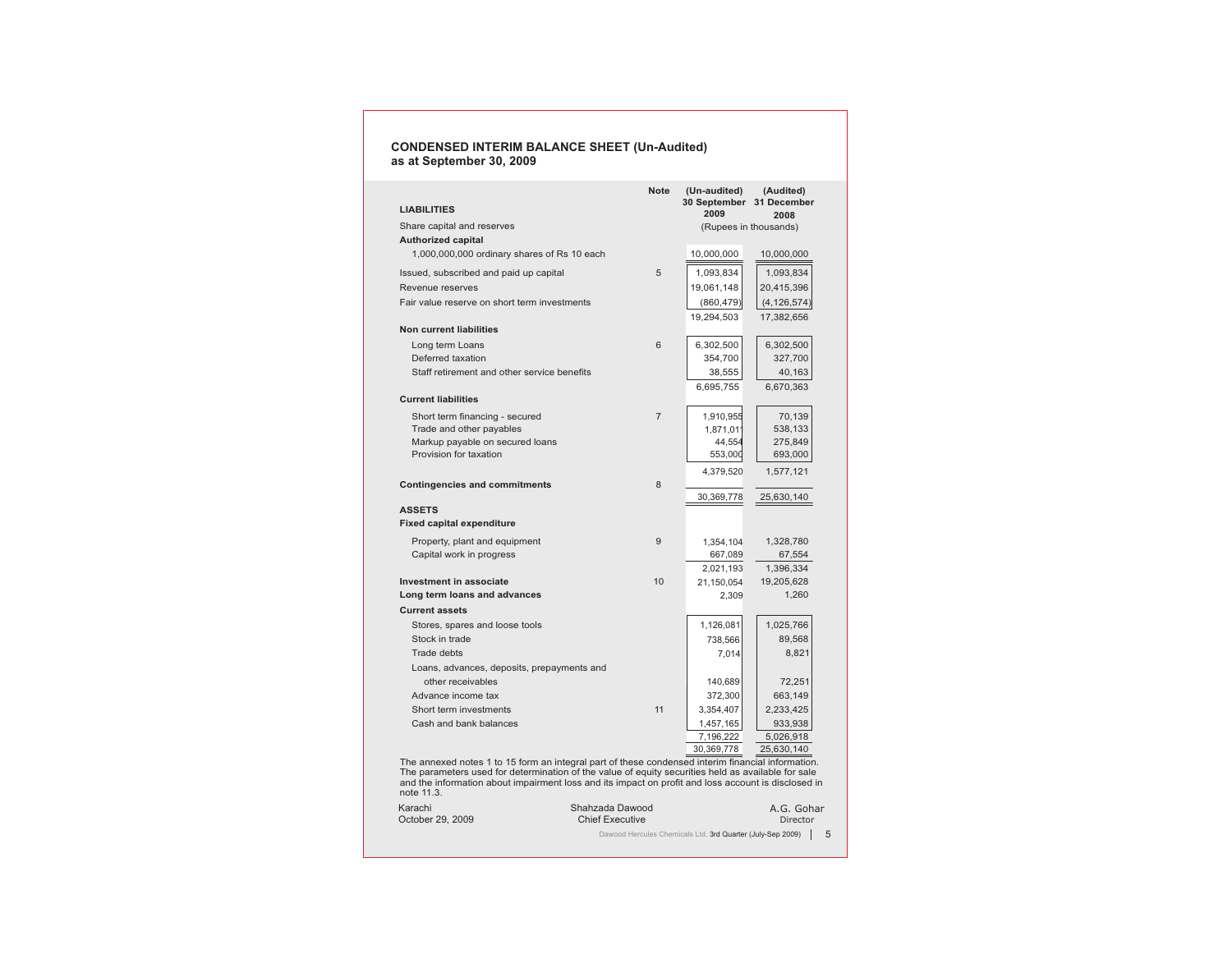# CONDENSED INTERIM BALANCE SHEET (Un-Audited)
## as at September 30, 2009

| | Note | (Un-audited) 30 September 2009 | (Audited) 31 December 2008 |
|---|---|---|---|
| | | (Rupees in thousands) | |
| **LIABILITIES** | | | |
| Share capital and reserves | | | |
| **Authorized capital** | | | |
| 1,000,000,000 ordinary shares of Rs 10 each | | 10,000,000 | 10,000,000 |
| Issued, subscribed and paid up capital | 5 | 1,093,834 | 1,093,834 |
| Revenue reserves | | 19,061,148 | 20,415,396 |
| Fair value reserve on short term investments | | (860,479) | (4,126,574) |
| | | 19,294,503 | 17,382,656 |
| **Non current liabilities** | | | |
| Long term Loans | 6 | 6,302,500 | 6,302,500 |
| Deferred taxation | | 354,700 | 327,700 |
| Staff retirement and other service benefits | | 38,555 | 40,163 |
| | | 6,695,755 | 6,670,363 |
| **Current liabilities** | | | |
| Short term financing - secured | 7 | 1,910,955 | 70,139 |
| Trade and other payables | | 1,871,011 | 538,133 |
| Markup payable on secured loans | | 44,554 | 275,849 |
| Provision for taxation | | 553,000 | 693,000 |
| | | 4,379,520 | 1,577,121 |
| **Contingencies and commitments** | 8 | | |
| | | 30,369,778 | 25,630,140 |
| **ASSETS** | | | |
| **Fixed capital expenditure** | | | |
| Property, plant and equipment | 9 | 1,354,104 | 1,328,780 |
| Capital work in progress | | 667,089 | 67,554 |
| | | 2,021,193 | 1,396,334 |
| **Investment in associate** | 10 | 21,150,054 | 19,205,628 |
| **Long term loans and advances** | | 2,309 | 1,260 |
| **Current assets** | | | |
| Stores, spares and loose tools | | 1,126,081 | 1,025,766 |
| Stock in trade | | 738,566 | 89,568 |
| Trade debts | | 7,014 | 8,821 |
| Loans, advances, deposits, prepayments and other receivables | | 140,689 | 72,251 |
| Advance income tax | | 372,300 | 663,149 |
| Short term investments | 11 | 3,354,407 | 2,233,425 |
| Cash and bank balances | | 1,457,165 | 933,938 |
| | | 7,196,222 | 5,026,918 |
| | | 30,369,778 | 25,630,140 |

The annexed notes 1 to 15 form an integral part of these condensed interim financial information. The parameters used for determination of the value of equity securities held as available for sale and the information about impairment loss and its impact on profit and loss account is disclosed in note 11.3.

Karachi
October 29, 2009

Shahzada Dawood
Chief Executive

A.G. Gohar
Director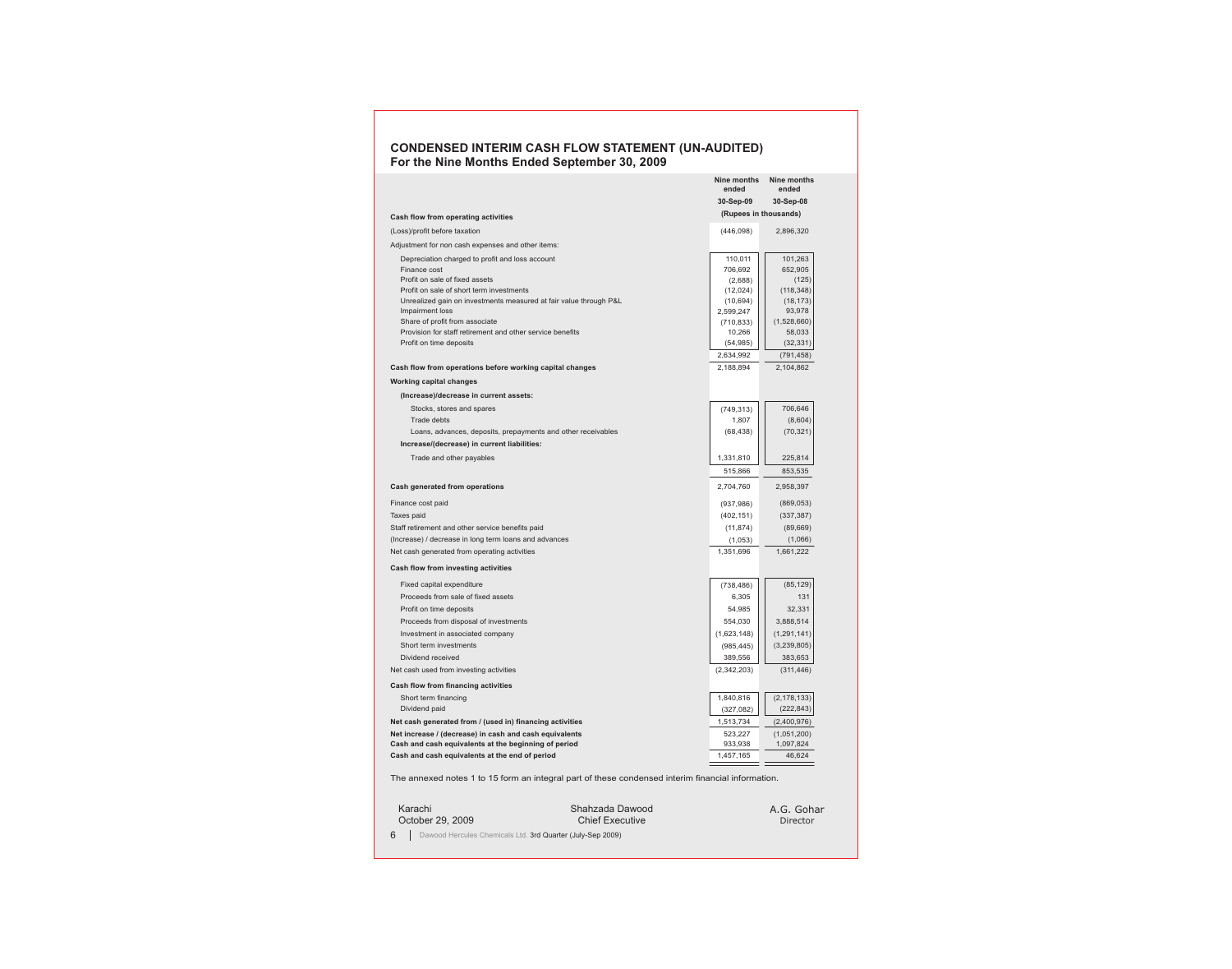## CONDENSED INTERIM CASH FLOW STATEMENT (UN-AUDITED)
### For the Nine Months Ended September 30, 2009

| | Nine months ended 30-Sep-09 | Nine months ended 30-Sep-08 |
|---|---|---|
| | (Rupees in thousands) | |
| **Cash flow from operating activities** | | |
| (Loss)/profit before taxation | (446,098) | 2,896,320 |
| Adjustment for non cash expenses and other items: | | |
| Depreciation charged to profit and loss account | 110,011 | 101,263 |
| Finance cost | 706,692 | 652,905 |
| Profit on sale of fixed assets | (2,688) | (125) |
| Profit on sale of short term investments | (12,024) | (118,348) |
| Unrealized gain on investments measured at fair value through P&L | (10,694) | (18,173) |
| Impairment loss | 2,599,247 | 93,978 |
| Share of profit from associate | (710,833) | (1,528,660) |
| Provision for staff retirement and other service benefits | 10,266 | 58,033 |
| Profit on time deposits | (54,985) | (32,331) |
| | 2,634,992 | (791,458) |
| **Cash flow from operations before working capital changes** | 2,188,894 | 2,104,862 |
| **Working capital changes** | | |
| **(Increase)/decrease in current assets:** | | |
| Stocks, stores and spares | (749,313) | 706,646 |
| Trade debts | 1,807 | (8,604) |
| Loans, advances, deposits, prepayments and other receivables | (68,438) | (70,321) |
| **Increase/(decrease) in current liabilities:** | | |
| Trade and other payables | 1,331,810 | 225,814 |
| | 515,866 | 853,535 |
| **Cash generated from operations** | 2,704,760 | 2,958,397 |
| Finance cost paid | (937,986) | (869,053) |
| Taxes paid | (402,151) | (337,387) |
| Staff retirement and other service benefits paid | (11,874) | (89,669) |
| (Increase) / decrease in long term loans and advances | (1,053) | (1,066) |
| Net cash generated from operating activities | 1,351,696 | 1,661,222 |
| **Cash flow from investing activities** | | |
| Fixed capital expenditure | (738,486) | (85,129) |
| Proceeds from sale of fixed assets | 6,305 | 131 |
| Profit on time deposits | 54,985 | 32,331 |
| Proceeds from disposal of investments | 554,030 | 3,888,514 |
| Investment in associated company | (1,623,148) | (1,291,141) |
| Short term investments | (985,445) | (3,239,805) |
| Dividend received | 389,556 | 383,653 |
| Net cash used from investing activities | (2,342,203) | (311,446) |
| **Cash flow from financing activities** | | |
| Short term financing | 1,840,816 | (2,178,133) |
| Dividend paid | (327,082) | (222,843) |
| **Net cash generated from / (used in) financing activities** | 1,513,734 | (2,400,976) |
| **Net increase / (decrease) in cash and cash equivalents** | 523,227 | (1,051,200) |
| **Cash and cash equivalents at the beginning of period** | 933,938 | 1,097,824 |
| **Cash and cash equivalents at the end of period** | 1,457,165 | 46,624 |

The annexed notes 1 to 15 form an integral part of these condensed interim financial information.

Karachi
October 29, 2009

Shahzada Dawood
Chief Executive

A.G. Gohar
Director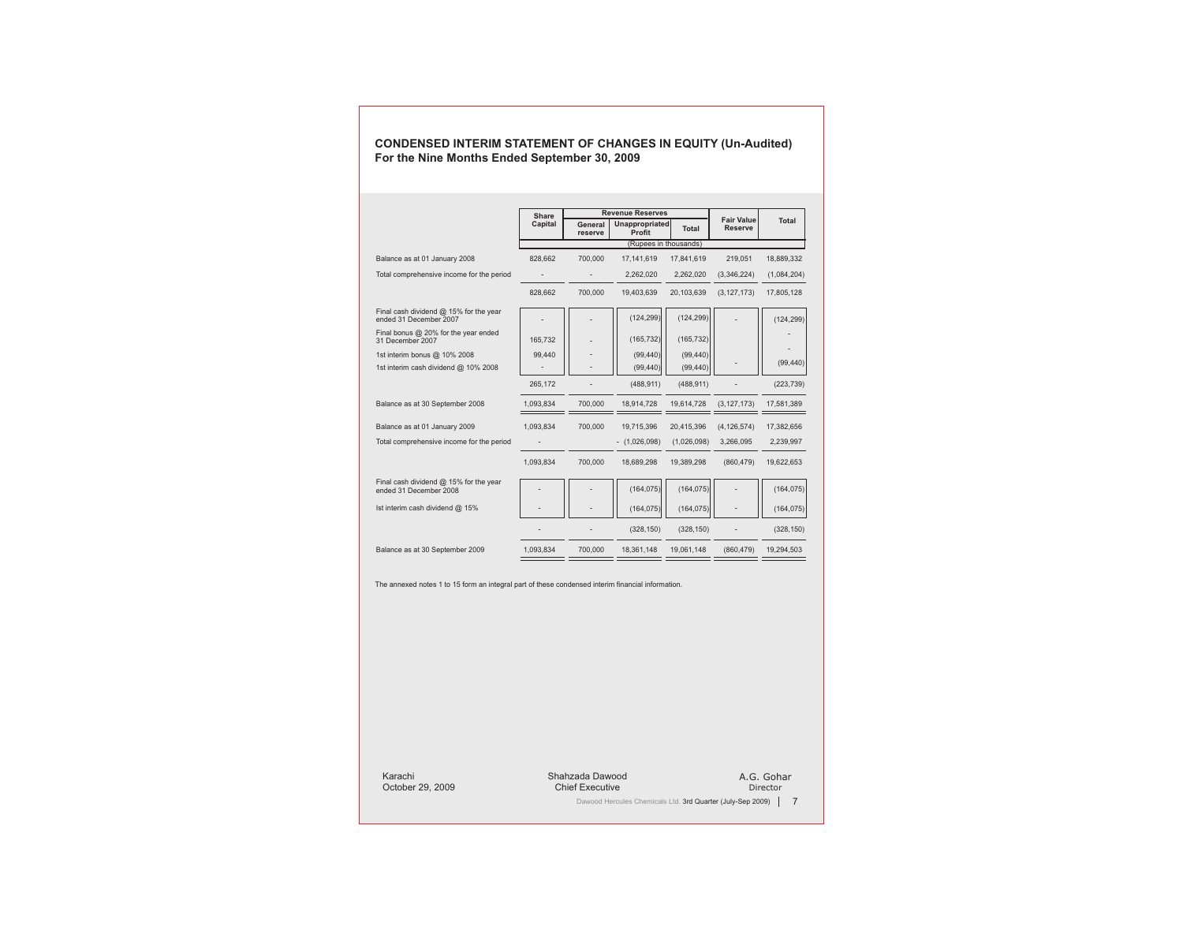## CONDENSED INTERIM STATEMENT OF CHANGES IN EQUITY (Un-Audited)
## For the Nine Months Ended September 30, 2009

| | Share Capital | Revenue Reserves | | | Fair Value Reserve | Total |
|---|---|---|---|---|---|---|
| | | General reserve | Unappropriated Profit | Total | | |
| | (Rupees in thousands) | | | | | |
| Balance as at 01 January 2008 | 828,662 | 700,000 | 17,141,619 | 17,841,619 | 219,051 | 18,889,332 |
| Total comprehensive income for the period | - | - | 2,262,020 | 2,262,020 | (3,346,224) | (1,084,204) |
| | 828,662 | 700,000 | 19,403,639 | 20,103,639 | (3,127,173) | 17,805,128 |
| Final cash dividend @ 15% for the year ended 31 December 2007 | - | - | (124,299) | (124,299) | - | (124,299) |
| Final bonus @ 20% for the year ended 31 December 2007 | 165,732 | - | (165,732) | (165,732) | | - |
| 1st interim bonus @ 10% 2008 | 99,440 | - | (99,440) | (99,440) | | - |
| 1st interim cash dividend @ 10% 2008 | - | - | (99,440) | (99,440) | - | (99,440) |
| | 265,172 | - | (488,911) | (488,911) | - | (223,739) |
| Balance as at 30 September 2008 | 1,093,834 | 700,000 | 18,914,728 | 19,614,728 | (3,127,173) | 17,581,389 |
| Balance as at 01 January 2009 | 1,093,834 | 700,000 | 19,715,396 | 20,415,396 | (4,126,574) | 17,382,656 |
| Total comprehensive income for the period | - | - | (1,026,098) | (1,026,098) | 3,266,095 | 2,239,997 |
| | 1,093,834 | 700,000 | 18,689,298 | 19,389,298 | (860,479) | 19,622,653 |
| Final cash dividend @ 15% for the year ended 31 December 2008 | - | - | (164,075) | (164,075) | - | (164,075) |
| Ist interim cash dividend @ 15% | - | - | (164,075) | (164,075) | - | (164,075) |
| | - | - | (328,150) | (328,150) | - | (328,150) |
| Balance as at 30 September 2009 | 1,093,834 | 700,000 | 18,361,148 | 19,061,148 | (860,479) | 19,294,503 |

The annexed notes 1 to 15 form an integral part of these condensed interim financial information.

Karachi
October 29, 2009

Shahzada Dawood
Chief Executive

A.G. Gohar
Director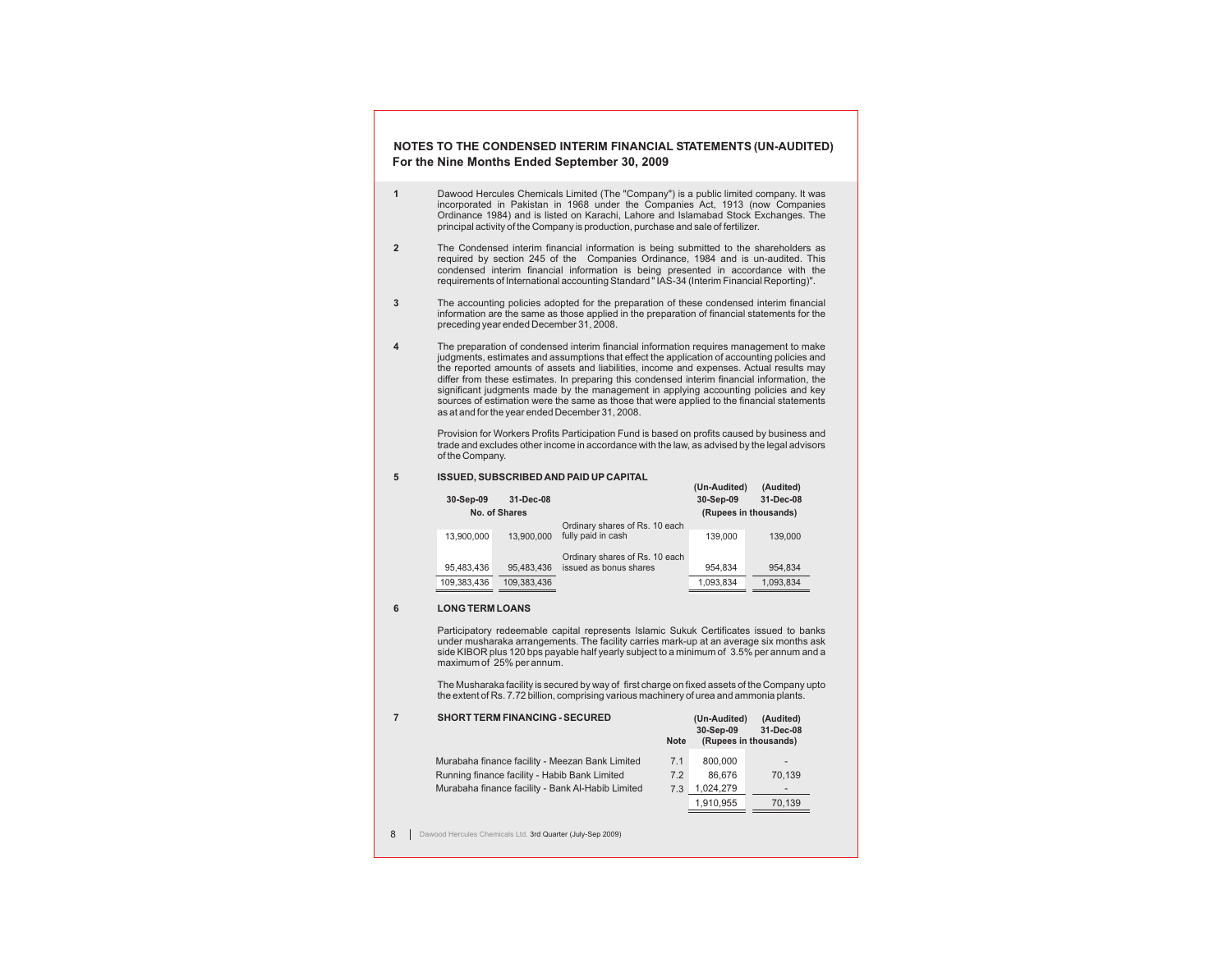## NOTES TO THE CONDENSED INTERIM FINANCIAL STATEMENTS (UN-AUDITED)
### For the Nine Months Ended September 30, 2009

**1** Dawood Hercules Chemicals Limited (The "Company") is a public limited company. It was incorporated in Pakistan in 1968 under the Companies Act, 1913 (now Companies Ordinance 1984) and is listed on Karachi, Lahore and Islamabad Stock Exchanges. The principal activity of the Company is production, purchase and sale of fertilizer.

**2** The Condensed interim financial information is being submitted to the shareholders as required by section 245 of the Companies Ordinance, 1984 and is un-audited. This condensed interim financial information is being presented in accordance with the requirements of International accounting Standard " IAS-34 (Interim Financial Reporting)".

**3** The accounting policies adopted for the preparation of these condensed interim financial information are the same as those applied in the preparation of financial statements for the preceding year ended December 31, 2008.

**4** The preparation of condensed interim financial information requires management to make judgments, estimates and assumptions that effect the application of accounting policies and the reported amounts of assets and liabilities, income and expenses. Actual results may differ from these estimates. In preparing this condensed interim financial information, the significant judgments made by the management in applying accounting policies and key sources of estimation were the same as those that were applied to the financial statements as at and for the year ended December 31, 2008.

Provision for Workers Profits Participation Fund is based on profits caused by business and trade and excludes other income in accordance with the law, as advised by the legal advisors of the Company.

**5 ISSUED, SUBSCRIBED AND PAID UP CAPITAL**

| 30-Sep-09 | 31-Dec-08 | | (Un-Audited) 30-Sep-09 | (Audited) 31-Dec-08 |
|---|---|---|---|---|
| No. of Shares | | | (Rupees in thousands) | |
| 13,900,000 | 13,900,000 | Ordinary shares of Rs. 10 each fully paid in cash | 139,000 | 139,000 |
| 95,483,436 | 95,483,436 | Ordinary shares of Rs. 10 each issued as bonus shares | 954,834 | 954,834 |
| 109,383,436 | 109,383,436 | | 1,093,834 | 1,093,834 |

**6 LONG TERM LOANS**

Participatory redeemable capital represents Islamic Sukuk Certificates issued to banks under musharaka arrangements. The facility carries mark-up at an average six months ask side KIBOR plus 120 bps payable half yearly subject to a minimum of 3.5% per annum and a maximum of 25% per annum.

The Musharaka facility is secured by way of first charge on fixed assets of the Company upto the extent of Rs. 7.72 billion, comprising various machinery of urea and ammonia plants.

**7 SHORT TERM FINANCING - SECURED**

| | Note | (Un-Audited) 30-Sep-09 | (Audited) 31-Dec-08 |
|---|---|---|---|
| | | (Rupees in thousands) | |
| Murabaha finance facility - Meezan Bank Limited | 7.1 | 800,000 | - |
| Running finance facility - Habib Bank Limited | 7.2 | 86,676 | 70,139 |
| Murabaha finance facility - Bank Al-Habib Limited | 7.3 | 1,024,279 | - |
| | | 1,910,955 | 70,139 |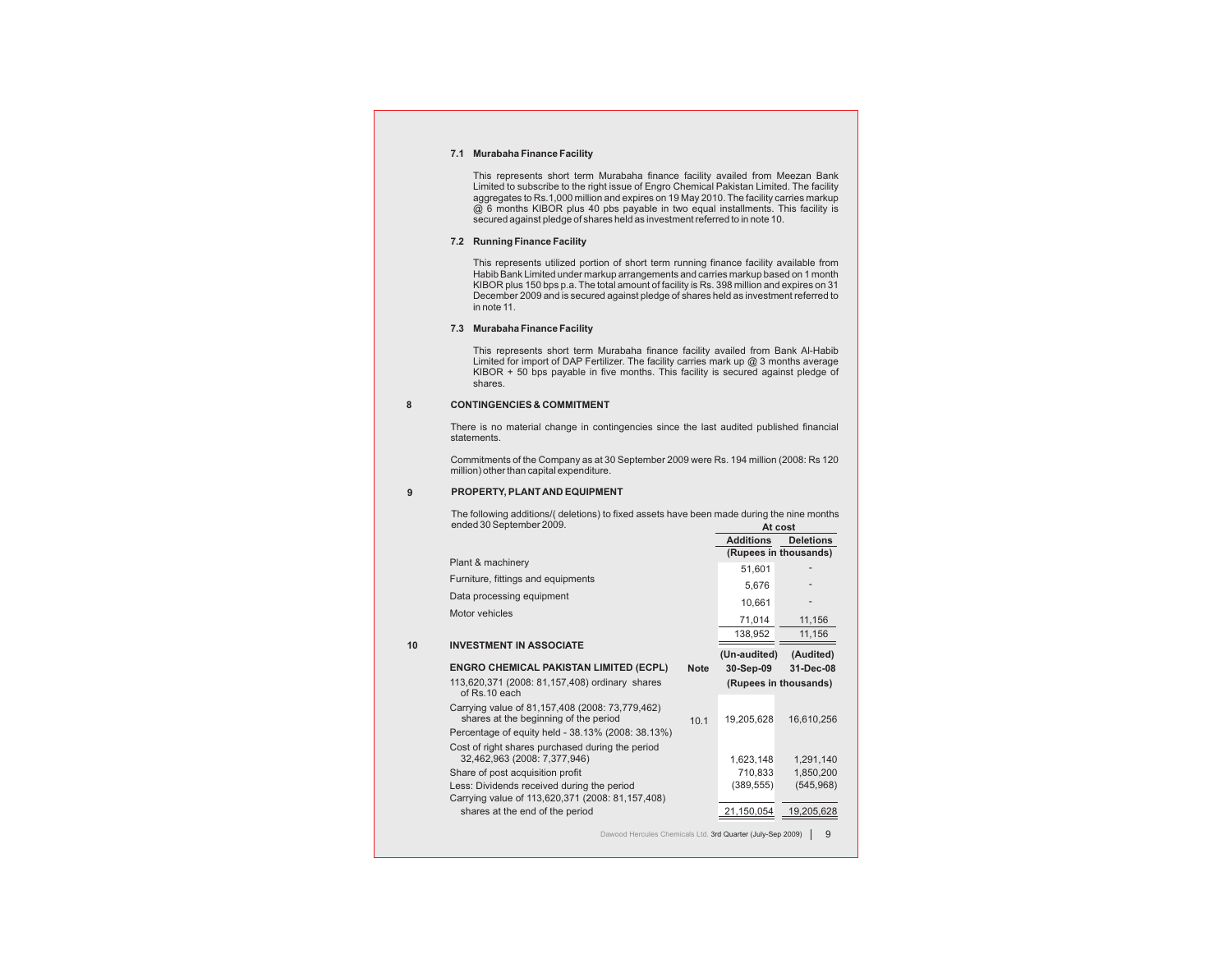### 7.1 Murabaha Finance Facility

This represents short term Murabaha finance facility availed from Meezan Bank Limited to subscribe to the right issue of Engro Chemical Pakistan Limited. The facility aggregates to Rs.1,000 million and expires on 19 May 2010. The facility carries markup @ 6 months KIBOR plus 40 pbs payable in two equal installments. This facility is secured against pledge of shares held as investment referred to in note 10.

### 7.2 Running Finance Facility

This represents utilized portion of short term running finance facility available from Habib Bank Limited under markup arrangements and carries markup based on 1 month KIBOR plus 150 bps p.a. The total amount of facility is Rs. 398 million and expires on 31 December 2009 and is secured against pledge of shares held as investment referred to in note 11.

### 7.3 Murabaha Finance Facility

This represents short term Murabaha finance facility availed from Bank Al-Habib Limited for import of DAP Fertilizer. The facility carries mark up @ 3 months average KIBOR + 50 bps payable in five months. This facility is secured against pledge of shares.

## 8 CONTINGENCIES & COMMITMENT

There is no material change in contingencies since the last audited published financial statements.

Commitments of the Company as at 30 September 2009 were Rs. 194 million (2008: Rs 120 million) other than capital expenditure.

## 9 PROPERTY, PLANT AND EQUIPMENT

The following additions/( deletions) to fixed assets have been made during the nine months ended 30 September 2009.

| | At cost | |
|---|---|---|
| | Additions | Deletions |
| | (Rupees in thousands) | |
| Plant & machinery | 51,601 | - |
| Furniture, fittings and equipments | 5,676 | - |
| Data processing equipment | 10,661 | - |
| Motor vehicles | 71,014 | 11,156 |
| | 138,952 | 11,156 |

## 10 INVESTMENT IN ASSOCIATE

| | Note | (Un-audited) 30-Sep-09 | (Audited) 31-Dec-08 |
|---|---|---|---|
| **ENGRO CHEMICAL PAKISTAN LIMITED (ECPL)** | | (Rupees in thousands) | |
| 113,620,371 (2008: 81,157,408) ordinary shares of Rs.10 each | | | |
| Carrying value of 81,157,408 (2008: 73,779,462) shares at the beginning of the period | 10.1 | 19,205,628 | 16,610,256 |
| Percentage of equity held - 38.13% (2008: 38.13%) | | | |
| Cost of right shares purchased during the period 32,462,963 (2008: 7,377,946) | | 1,623,148 | 1,291,140 |
| Share of post acquisition profit | | 710,833 | 1,850,200 |
| Less: Dividends received during the period | | (389,555) | (545,968) |
| Carrying value of 113,620,371 (2008: 81,157,408) shares at the end of the period | | 21,150,054 | 19,205,628 |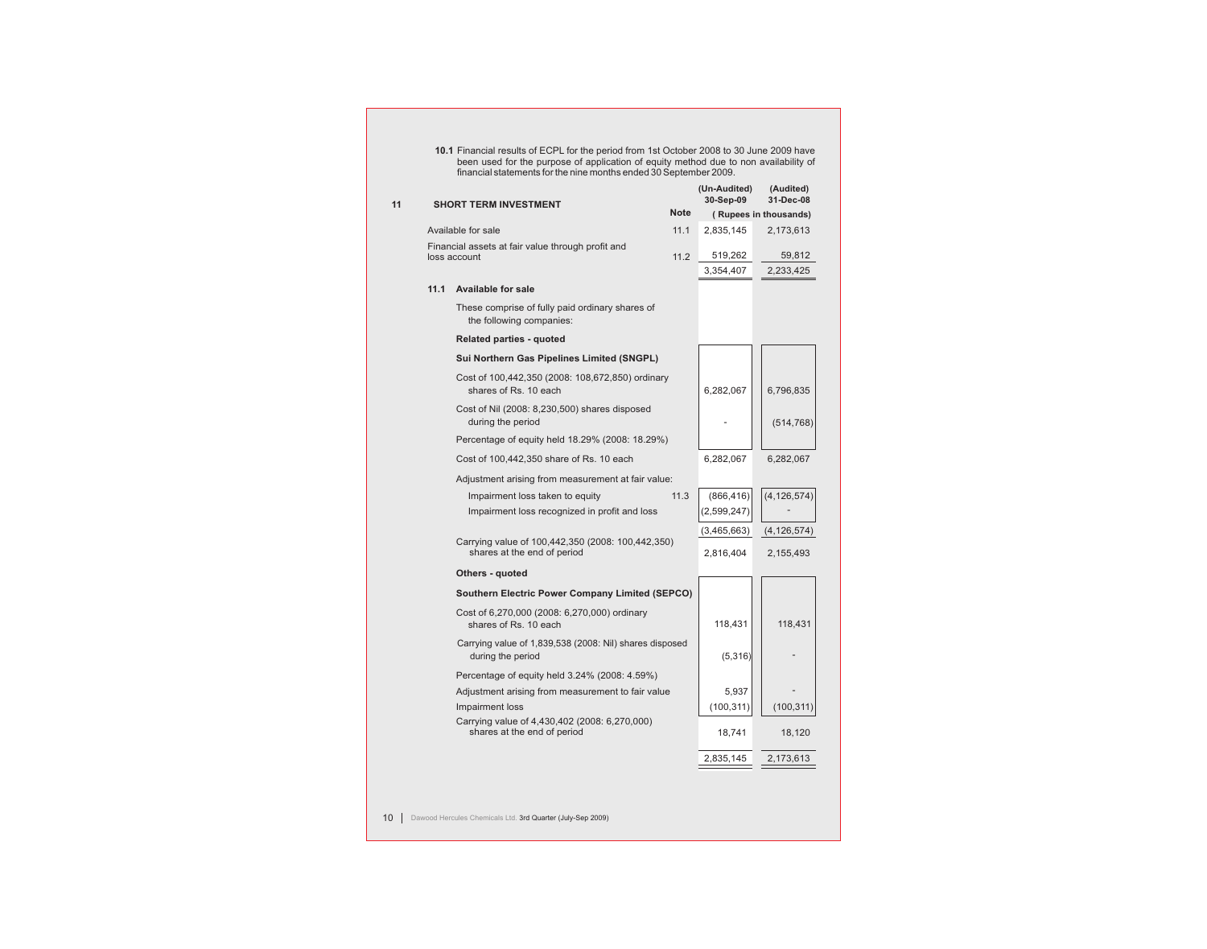**10.1** Financial results of ECPL for the period from 1st October 2008 to 30 June 2009 have been used for the purpose of application of equity method due to non availability of financial statements for the nine months ended 30 September 2009.

## 11 SHORT TERM INVESTMENT

| | Note | (Un-Audited) 30-Sep-09 | (Audited) 31-Dec-08 |
|---|---|---|---|
| | | (Rupees in thousands) | |
| Available for sale | 11.1 | 2,835,145 | 2,173,613 |
| Financial assets at fair value through profit and loss account | 11.2 | 519,262 | 59,812 |
| | | 3,354,407 | 2,233,425 |

### 11.1 Available for sale

These comprise of fully paid ordinary shares of the following companies:

| | Note | (Un-Audited) 30-Sep-09 | (Audited) 31-Dec-08 |
|---|---|---|---|
| **Related parties - quoted** | | | |
| **Sui Northern Gas Pipelines Limited (SNGPL)** | | | |
| Cost of 100,442,350 (2008: 108,672,850) ordinary shares of Rs. 10 each | | 6,282,067 | 6,796,835 |
| Cost of Nil (2008: 8,230,500) shares disposed during the period | | - | (514,768) |
| Percentage of equity held 18.29% (2008: 18.29%) | | | |
| Cost of 100,442,350 share of Rs. 10 each | | 6,282,067 | 6,282,067 |
| Adjustment arising from measurement at fair value: | | | |
| Impairment loss taken to equity | 11.3 | (866,416) | (4,126,574) |
| Impairment loss recognized in profit and loss | | (2,599,247) | - |
| | | (3,465,663) | (4,126,574) |
| Carrying value of 100,442,350 (2008: 100,442,350) shares at the end of period | | 2,816,404 | 2,155,493 |
| **Others - quoted** | | | |
| **Southern Electric Power Company Limited (SEPCO)** | | | |
| Cost of 6,270,000 (2008: 6,270,000) ordinary shares of Rs. 10 each | | 118,431 | 118,431 |
| Carrying value of 1,839,538 (2008: Nil) shares disposed during the period | | (5,316) | - |
| Percentage of equity held 3.24% (2008: 4.59%) | | | |
| Adjustment arising from measurement to fair value | | 5,937 | - |
| Impairment loss | | (100,311) | (100,311) |
| Carrying value of 4,430,402 (2008: 6,270,000) shares at the end of period | | 18,741 | 18,120 |
| | | 2,835,145 | 2,173,613 |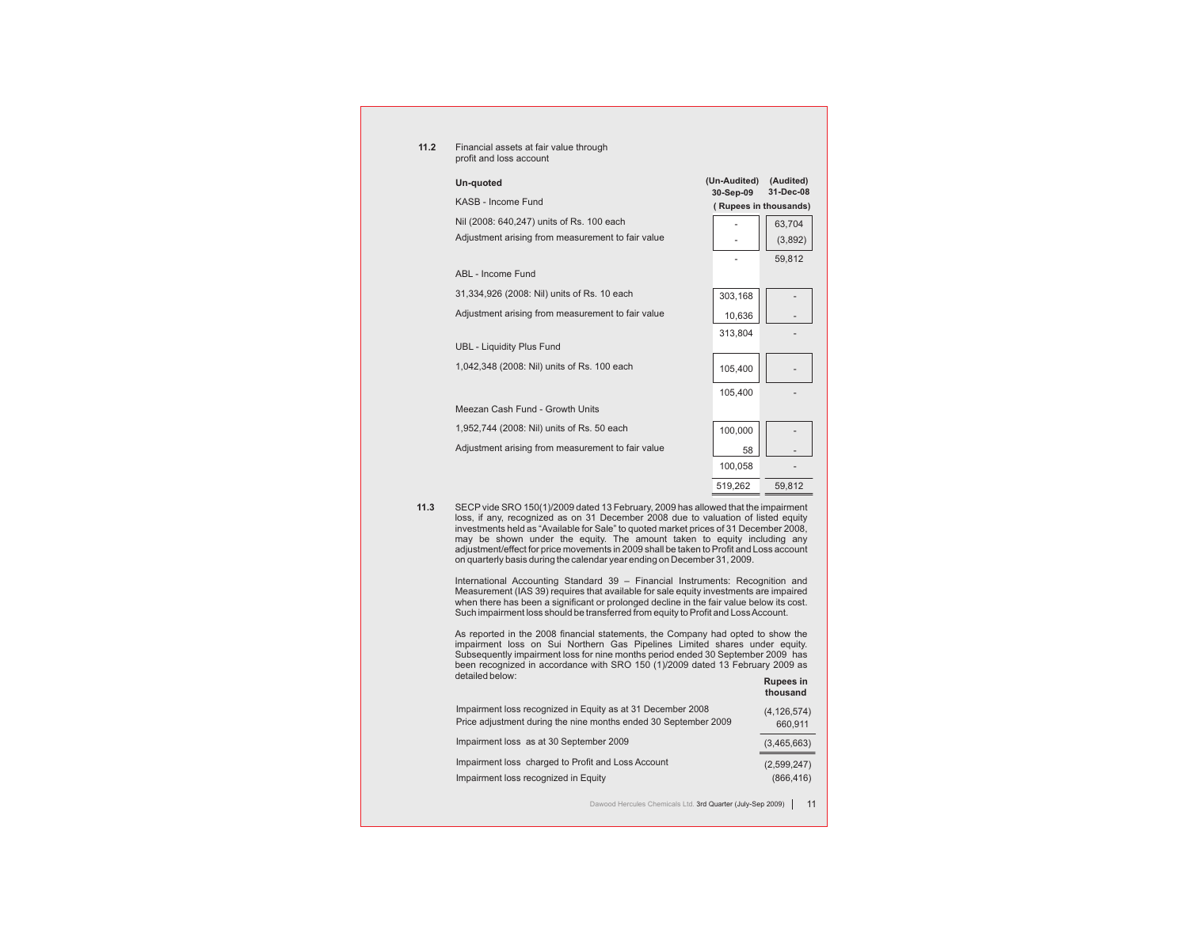**11.2** Financial assets at fair value through profit and loss account

| Un-quoted | (Un-Audited) 30-Sep-09 | (Audited) 31-Dec-08 |
|---|---|---|
| | ( Rupees in thousands) | |
| KASB - Income Fund | | |
| Nil (2008: 640,247) units of Rs. 100 each | - | 63,704 |
| Adjustment arising from measurement to fair value | - | (3,892) |
| | - | 59,812 |
| ABL - Income Fund | | |
| 31,334,926 (2008: Nil) units of Rs. 10 each | 303,168 | - |
| Adjustment arising from measurement to fair value | 10,636 | - |
| | 313,804 | - |
| UBL - Liquidity Plus Fund | | |
| 1,042,348 (2008: Nil) units of Rs. 100 each | 105,400 | - |
| | 105,400 | - |
| Meezan Cash Fund - Growth Units | | |
| 1,952,744 (2008: Nil) units of Rs. 50 each | 100,000 | - |
| Adjustment arising from measurement to fair value | 58 | - |
| | 100,058 | - |
| | 519,262 | 59,812 |

**11.3** SECP vide SRO 150(1)/2009 dated 13 February, 2009 has allowed that the impairment loss, if any, recognized as on 31 December 2008 due to valuation of listed equity investments held as "Available for Sale" to quoted market prices of 31 December 2008, may be shown under the equity. The amount taken to equity including any adjustment/effect for price movements in 2009 shall be taken to Profit and Loss account on quarterly basis during the calendar year ending on December 31, 2009.

International Accounting Standard 39 – Financial Instruments: Recognition and Measurement (IAS 39) requires that available for sale equity investments are impaired when there has been a significant or prolonged decline in the fair value below its cost. Such impairment loss should be transferred from equity to Profit and Loss Account.

As reported in the 2008 financial statements, the Company had opted to show the impairment loss on Sui Northern Gas Pipelines Limited shares under equity. Subsequently impairment loss for nine months period ended 30 September 2009 has been recognized in accordance with SRO 150 (1)/2009 dated 13 February 2009 as detailed below:

| | Rupees in thousand |
|---|---|
| Impairment loss recognized in Equity as at 31 December 2008 | (4,126,574) |
| Price adjustment during the nine months ended 30 September 2009 | 660,911 |
| Impairment loss as at 30 September 2009 | (3,465,663) |
| Impairment loss charged to Profit and Loss Account | (2,599,247) |
| Impairment loss recognized in Equity | (866,416) |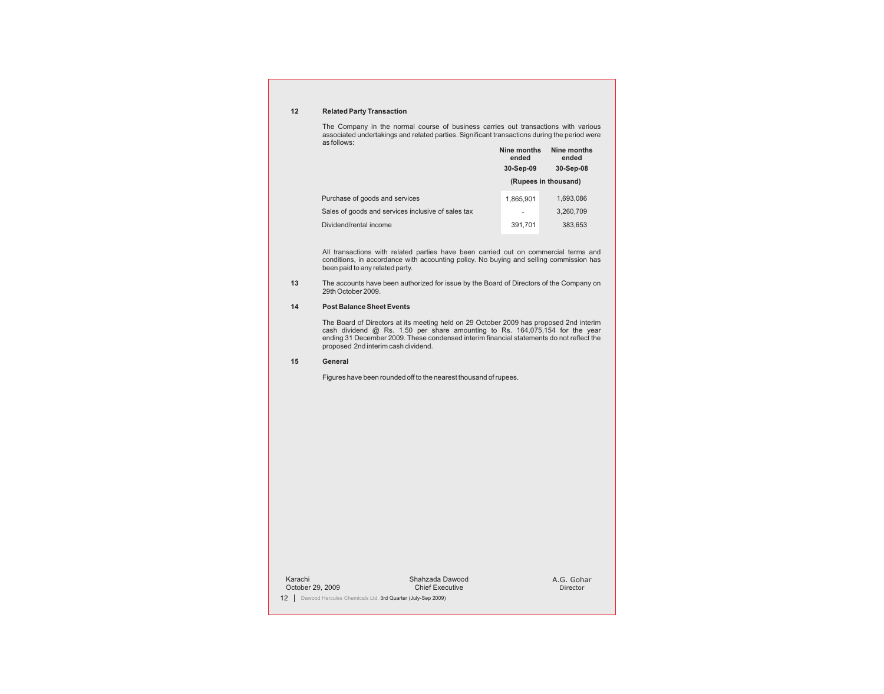## 12 Related Party Transaction

The Company in the normal course of business carries out transactions with various associated undertakings and related parties. Significant transactions during the period were as follows:

| | Nine months ended 30-Sep-09 | Nine months ended 30-Sep-08 |
|---|---|---|
| | (Rupees in thousand) | |
| Purchase of goods and services | 1,865,901 | 1,693,086 |
| Sales of goods and services inclusive of sales tax | - | 3,260,709 |
| Dividend/rental income | 391,701 | 383,653 |

All transactions with related parties have been carried out on commercial terms and conditions, in accordance with accounting policy. No buying and selling commission has been paid to any related party.

**13** The accounts have been authorized for issue by the Board of Directors of the Company on 29th October 2009.

## 14 Post Balance Sheet Events

The Board of Directors at its meeting held on 29 October 2009 has proposed 2nd interim cash dividend @ Rs. 1.50 per share amounting to Rs. 164,075,154 for the year ending 31 December 2009. These condensed interim financial statements do not reflect the proposed 2nd interim cash dividend.

## 15 General

Figures have been rounded off to the nearest thousand of rupees.

Karachi
October 29, 2009

Shahzada Dawood
Chief Executive

A.G. Gohar
Director